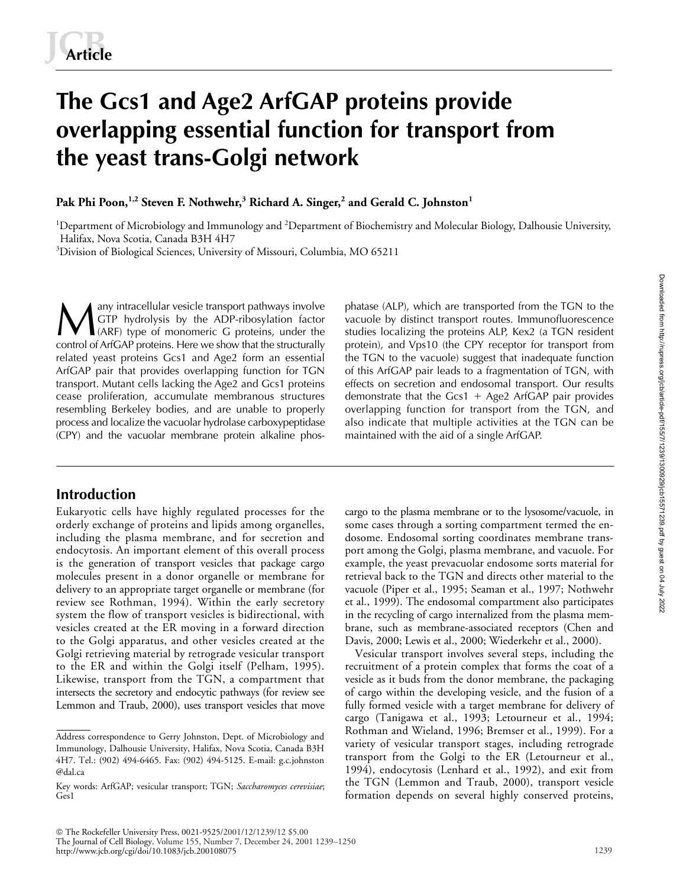# The Gcs1 and Age2 ArfGAP proteins provide overlapping essential function for transport from the yeast trans-Golgi network

**Pak Phi Poon,[1,2] Steven F. Nothwehr,[3] Richard A. Singer,[2] and Gerald C. Johnston[1]**

[1]Department of Microbiology and Immunology and [2]Department of Biochemistry and Molecular Biology, Dalhousie University, Halifax, Nova Scotia, Canada B3H 4H7

[3]Division of Biological Sciences, University of Missouri, Columbia, MO 65211

Many intracellular vesicle transport pathways involve GTP hydrolysis by the ADP-ribosylation factor (ARF) type of monomeric G proteins, under the control of ArfGAP proteins. Here we show that the structurally related yeast proteins Gcs1 and Age2 form an essential ArfGAP pair that provides overlapping function for TGN transport. Mutant cells lacking the Age2 and Gcs1 proteins cease proliferation, accumulate membranous structures resembling Berkeley bodies, and are unable to properly process and localize the vacuolar hydrolase carboxypeptidase (CPY) and the vacuolar membrane protein alkaline phosphatase (ALP), which are transported from the TGN to the vacuole by distinct transport routes. Immunofluorescence studies localizing the proteins ALP, Kex2 (a TGN resident protein), and Vps10 (the CPY receptor for transport from the TGN to the vacuole) suggest that inadequate function of this ArfGAP pair leads to a fragmentation of TGN, with effects on secretion and endosomal transport. Our results demonstrate that the Gcs1 + Age2 ArfGAP pair provides overlapping function for transport from the TGN, and also indicate that multiple activities at the TGN can be maintained with the aid of a single ArfGAP.

## Introduction

Eukaryotic cells have highly regulated processes for the orderly exchange of proteins and lipids among organelles, including the plasma membrane, and for secretion and endocytosis. An important element of this overall process is the generation of transport vesicles that package cargo molecules present in a donor organelle or membrane for delivery to an appropriate target organelle or membrane (for review see Rothman, 1994). Within the early secretory system the flow of transport vesicles is bidirectional, with vesicles created at the ER moving in a forward direction to the Golgi apparatus, and other vesicles created at the Golgi retrieving material by retrograde vesicular transport to the ER and within the Golgi itself (Pelham, 1995). Likewise, transport from the TGN, a compartment that intersects the secretory and endocytic pathways (for review see Lemmon and Traub, 2000), uses transport vesicles that move cargo to the plasma membrane or to the lysosome/vacuole, in some cases through a sorting compartment termed the endosome. Endosomal sorting coordinates membrane transport among the Golgi, plasma membrane, and vacuole. For example, the yeast prevacuolar endosome sorts material for retrieval back to the TGN and directs other material to the vacuole (Piper et al., 1995; Seaman et al., 1997; Nothwehr et al., 1999). The endosomal compartment also participates in the recycling of cargo internalized from the plasma membrane, such as membrane-associated receptors (Chen and Davis, 2000; Lewis et al., 2000; Wiederkehr et al., 2000).

Vesicular transport involves several steps, including the recruitment of a protein complex that forms the coat of a vesicle as it buds from the donor membrane, the packaging of cargo within the developing vesicle, and the fusion of a fully formed vesicle with a target membrane for delivery of cargo (Tanigawa et al., 1993; Letourneur et al., 1994; Rothman and Wieland, 1996; Bremser et al., 1999). For a variety of vesicular transport stages, including retrograde transport from the Golgi to the ER (Letourneur et al., 1994), endocytosis (Lenhard et al., 1992), and exit from the TGN (Lemmon and Traub, 2000), transport vesicle formation depends on several highly conserved proteins,

---

Address correspondence to Gerry Johnston, Dept. of Microbiology and Immunology, Dalhousie University, Halifax, Nova Scotia, Canada B3H 4H7. Tel.: (902) 494-6465. Fax: (902) 494-5125. E-mail: g.c.johnston@dal.ca

Key words: ArfGAP; vesicular transport; TGN; *Saccharomyces cerevisiae*; Gcs1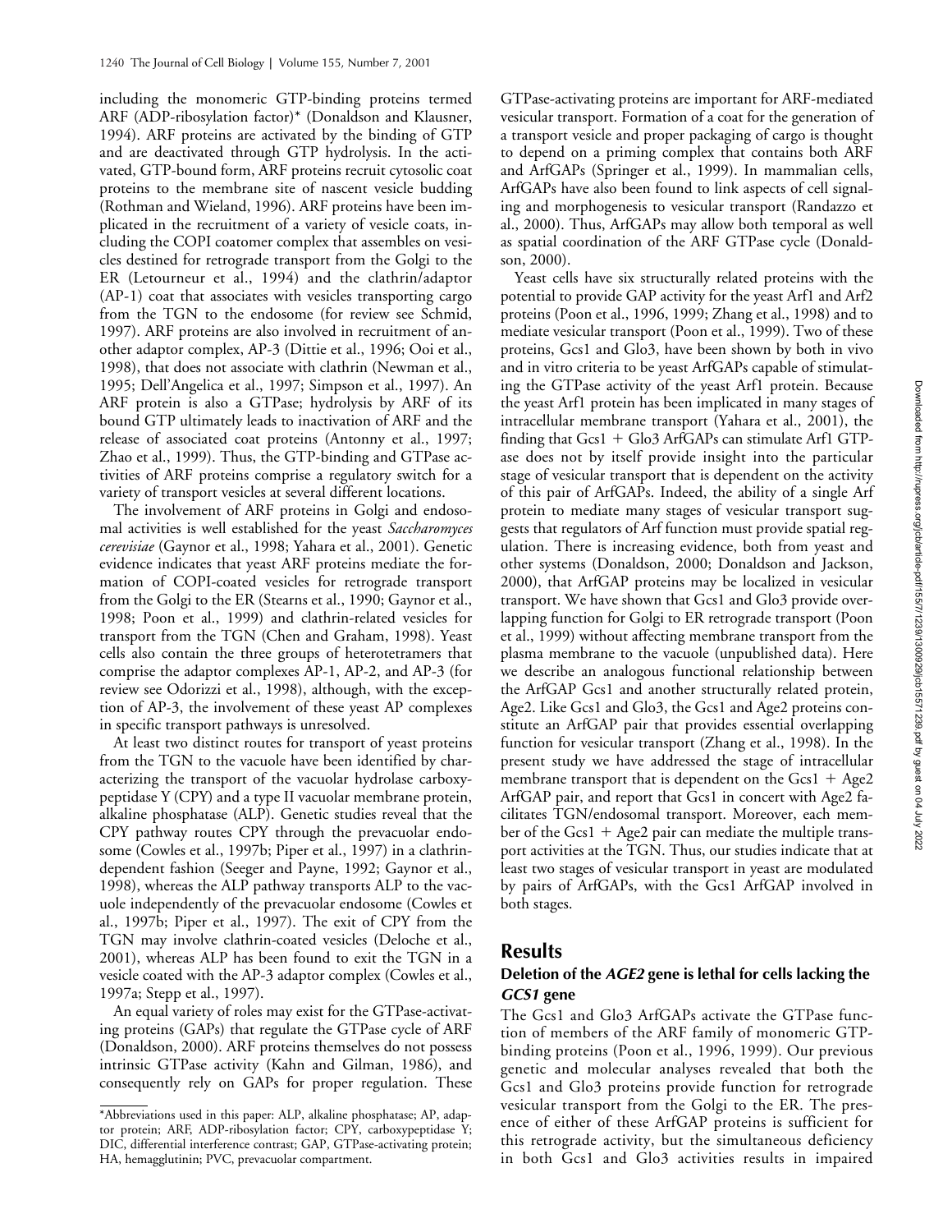including the monomeric GTP-binding proteins termed ARF (ADP-ribosylation factor)* (Donaldson and Klausner, 1994). ARF proteins are activated by the binding of GTP and are deactivated through GTP hydrolysis. In the activated, GTP-bound form, ARF proteins recruit cytosolic coat proteins to the membrane site of nascent vesicle budding (Rothman and Wieland, 1996). ARF proteins have been implicated in the recruitment of a variety of vesicle coats, including the COPI coatomer complex that assembles on vesicles destined for retrograde transport from the Golgi to the ER (Letourneur et al., 1994) and the clathrin/adaptor (AP-1) coat that associates with vesicles transporting cargo from the TGN to the endosome (for review see Schmid, 1997). ARF proteins are also involved in recruitment of another adaptor complex, AP-3 (Dittie et al., 1996; Ooi et al., 1998), that does not associate with clathrin (Newman et al., 1995; Dell'Angelica et al., 1997; Simpson et al., 1997). An ARF protein is also a GTPase; hydrolysis by ARF of its bound GTP ultimately leads to inactivation of ARF and the release of associated coat proteins (Antonny et al., 1997; Zhao et al., 1999). Thus, the GTP-binding and GTPase activities of ARF proteins comprise a regulatory switch for a variety of transport vesicles at several different locations.

The involvement of ARF proteins in Golgi and endosomal activities is well established for the yeast *Saccharomyces cerevisiae* (Gaynor et al., 1998; Yahara et al., 2001). Genetic evidence indicates that yeast ARF proteins mediate the formation of COPI-coated vesicles for retrograde transport from the Golgi to the ER (Stearns et al., 1990; Gaynor et al., 1998; Poon et al., 1999) and clathrin-related vesicles for transport from the TGN (Chen and Graham, 1998). Yeast cells also contain the three groups of heterotetramers that comprise the adaptor complexes AP-1, AP-2, and AP-3 (for review see Odorizzi et al., 1998), although, with the exception of AP-3, the involvement of these yeast AP complexes in specific transport pathways is unresolved.

At least two distinct routes for transport of yeast proteins from the TGN to the vacuole have been identified by characterizing the transport of the vacuolar hydrolase carboxypeptidase Y (CPY) and a type II vacuolar membrane protein, alkaline phosphatase (ALP). Genetic studies reveal that the CPY pathway routes CPY through the prevacuolar endosome (Cowles et al., 1997b; Piper et al., 1997) in a clathrin-dependent fashion (Seeger and Payne, 1992; Gaynor et al., 1998), whereas the ALP pathway transports ALP to the vacuole independently of the prevacuolar endosome (Cowles et al., 1997b; Piper et al., 1997). The exit of CPY from the TGN may involve clathrin-coated vesicles (Deloche et al., 2001), whereas ALP has been found to exit the TGN in a vesicle coated with the AP-3 adaptor complex (Cowles et al., 1997a; Stepp et al., 1997).

An equal variety of roles may exist for the GTPase-activating proteins (GAPs) that regulate the GTPase cycle of ARF (Donaldson, 2000). ARF proteins themselves do not possess intrinsic GTPase activity (Kahn and Gilman, 1986), and consequently rely on GAPs for proper regulation. These GTPase-activating proteins are important for ARF-mediated vesicular transport. Formation of a coat for the generation of a transport vesicle and proper packaging of cargo is thought to depend on a priming complex that contains both ARF and ArfGAPs (Springer et al., 1999). In mammalian cells, ArfGAPs have also been found to link aspects of cell signaling and morphogenesis to vesicular transport (Randazzo et al., 2000). Thus, ArfGAPs may allow both temporal as well as spatial coordination of the ARF GTPase cycle (Donaldson, 2000).

Yeast cells have six structurally related proteins with the potential to provide GAP activity for the yeast Arf1 and Arf2 proteins (Poon et al., 1996, 1999; Zhang et al., 1998) and to mediate vesicular transport (Poon et al., 1999). Two of these proteins, Gcs1 and Glo3, have been shown by both in vivo and in vitro criteria to be yeast ArfGAPs capable of stimulating the GTPase activity of the yeast Arf1 protein. Because the yeast Arf1 protein has been implicated in many stages of intracellular membrane transport (Yahara et al., 2001), the finding that Gcs1 + Glo3 ArfGAPs can stimulate Arf1 GTPase does not by itself provide insight into the particular stage of vesicular transport that is dependent on the activity of this pair of ArfGAPs. Indeed, the ability of a single Arf protein to mediate many stages of vesicular transport suggests that regulators of Arf function must provide spatial regulation. There is increasing evidence, both from yeast and other systems (Donaldson, 2000; Donaldson and Jackson, 2000), that ArfGAP proteins may be localized in vesicular transport. We have shown that Gcs1 and Glo3 provide overlapping function for Golgi to ER retrograde transport (Poon et al., 1999) without affecting membrane transport from the plasma membrane to the vacuole (unpublished data). Here we describe an analogous functional relationship between the ArfGAP Gcs1 and another structurally related protein, Age2. Like Gcs1 and Glo3, the Gcs1 and Age2 proteins constitute an ArfGAP pair that provides essential overlapping function for vesicular transport (Zhang et al., 1998). In the present study we have addressed the stage of intracellular membrane transport that is dependent on the Gcs1 + Age2 ArfGAP pair, and report that Gcs1 in concert with Age2 facilitates TGN/endosomal transport. Moreover, each member of the Gcs1 + Age2 pair can mediate the multiple transport activities at the TGN. Thus, our studies indicate that at least two stages of vesicular transport in yeast are modulated by pairs of ArfGAPs, with the Gcs1 ArfGAP involved in both stages.

## Results

### Deletion of the *AGE2* gene is lethal for cells lacking the *GCS1* gene

The Gcs1 and Glo3 ArfGAPs activate the GTPase function of members of the ARF family of monomeric GTP-binding proteins (Poon et al., 1996, 1999). Our previous genetic and molecular analyses revealed that both the Gcs1 and Glo3 proteins provide function for retrograde vesicular transport from the Golgi to the ER. The presence of either of these ArfGAP proteins is sufficient for this retrograde activity, but the simultaneous deficiency in both Gcs1 and Glo3 activities results in impaired

*Abbreviations used in this paper: ALP, alkaline phosphatase; AP, adaptor protein; ARF, ADP-ribosylation factor; CPY, carboxypeptidase Y; DIC, differential interference contrast; GAP, GTPase-activating protein; HA, hemagglutinin; PVC, prevacuolar compartment.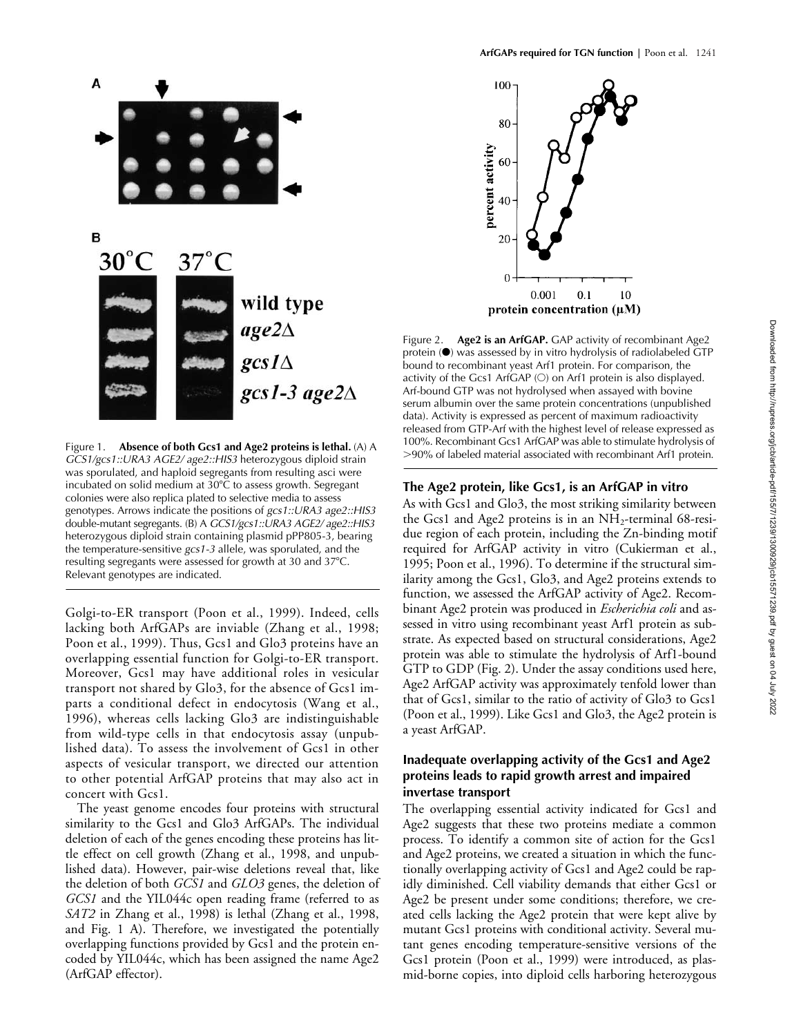Figure 1. **Absence of both Gcs1 and Age2 proteins is lethal.** (A) A *GCS1/gcs1::URA3 AGE2/ age2::HIS3* heterozygous diploid strain was sporulated, and haploid segregants from resulting asci were incubated on solid medium at 30°C to assess growth. Segregant colonies were also replica plated to selective media to assess genotypes. Arrows indicate the positions of *gcs1::URA3 age2::HIS3* double-mutant segregants. (B) A *GCS1/gcs1::URA3 AGE2/ age2::HIS3* heterozygous diploid strain containing plasmid pPP805-3, bearing the temperature-sensitive *gcs1-3* allele, was sporulated, and the resulting segregants were assessed for growth at 30 and 37°C. Relevant genotypes are indicated.

Golgi-to-ER transport (Poon et al., 1999). Indeed, cells lacking both ArfGAPs are inviable (Zhang et al., 1998; Poon et al., 1999). Thus, Gcs1 and Glo3 proteins have an overlapping essential function for Golgi-to-ER transport. Moreover, Gcs1 may have additional roles in vesicular transport not shared by Glo3, for the absence of Gcs1 imparts a conditional defect in endocytosis (Wang et al., 1996), whereas cells lacking Glo3 are indistinguishable from wild-type cells in that endocytosis assay (unpublished data). To assess the involvement of Gcs1 in other aspects of vesicular transport, we directed our attention to other potential ArfGAP proteins that may also act in concert with Gcs1.

The yeast genome encodes four proteins with structural similarity to the Gcs1 and Glo3 ArfGAPs. The individual deletion of each of the genes encoding these proteins has little effect on cell growth (Zhang et al., 1998, and unpublished data). However, pair-wise deletions reveal that, like the deletion of both *GCS1* and *GLO3* genes, the deletion of *GCS1* and the YIL044c open reading frame (referred to as *SAT2* in Zhang et al., 1998) is lethal (Zhang et al., 1998, and Fig. 1 A). Therefore, we investigated the potentially overlapping functions provided by Gcs1 and the protein encoded by YIL044c, which has been assigned the name Age2 (ArfGAP effector).

Figure 2. **Age2 is an ArfGAP.** GAP activity of recombinant Age2 protein (●) was assessed by in vitro hydrolysis of radiolabeled GTP bound to recombinant yeast Arf1 protein. For comparison, the activity of the Gcs1 ArfGAP (○) on Arf1 protein is also displayed. Arf-bound GTP was not hydrolysed when assayed with bovine serum albumin over the same protein concentrations (unpublished data). Activity is expressed as percent of maximum radioactivity released from GTP-Arf with the highest level of release expressed as 100%. Recombinant Gcs1 ArfGAP was able to stimulate hydrolysis of >90% of labeled material associated with recombinant Arf1 protein.

## The Age2 protein, like Gcs1, is an ArfGAP in vitro

As with Gcs1 and Glo3, the most striking similarity between the Gcs1 and Age2 proteins is in an $NH_2$-terminal 68-residue region of each protein, including the Zn-binding motif required for ArfGAP activity in vitro (Cukierman et al., 1995; Poon et al., 1996). To determine if the structural similarity among the Gcs1, Glo3, and Age2 proteins extends to function, we assessed the ArfGAP activity of Age2. Recombinant Age2 protein was produced in *Escherichia coli* and assessed in vitro using recombinant yeast Arf1 protein as substrate. As expected based on structural considerations, Age2 protein was able to stimulate the hydrolysis of Arf1-bound GTP to GDP (Fig. 2). Under the assay conditions used here, Age2 ArfGAP activity was approximately tenfold lower than that of Gcs1, similar to the ratio of activity of Glo3 to Gcs1 (Poon et al., 1999). Like Gcs1 and Glo3, the Age2 protein is a yeast ArfGAP.

## Inadequate overlapping activity of the Gcs1 and Age2 proteins leads to rapid growth arrest and impaired invertase transport

The overlapping essential activity indicated for Gcs1 and Age2 suggests that these two proteins mediate a common process. To identify a common site of action for the Gcs1 and Age2 proteins, we created a situation in which the functionally overlapping activity of Gcs1 and Age2 could be rapidly diminished. Cell viability demands that either Gcs1 or Age2 be present under some conditions; therefore, we created cells lacking the Age2 protein that were kept alive by mutant Gcs1 proteins with conditional activity. Several mutant genes encoding temperature-sensitive versions of the Gcs1 protein (Poon et al., 1999) were introduced, as plasmid-borne copies, into diploid cells harboring heterozygous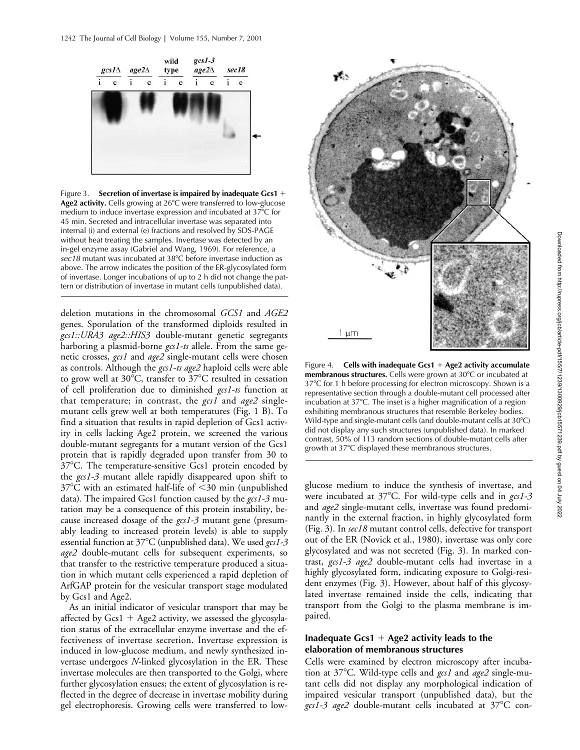Figure 3. **Secretion of invertase is impaired by inadequate Gcs1 + Age2 activity.** Cells growing at 26°C were transferred to low-glucose medium to induce invertase expression and incubated at 37°C for 45 min. Secreted and intracellular invertase was separated into internal (i) and external (e) fractions and resolved by SDS-PAGE without heat treating the samples. Invertase was detected by an in-gel enzyme assay (Gabriel and Wang, 1969). For reference, a *sec18* mutant was incubated at 38°C before invertase induction as above. The arrow indicates the position of the ER-glycosylated form of invertase. Longer incubations of up to 2 h did not change the pattern or distribution of invertase in mutant cells (unpublished data).

deletion mutations in the chromosomal *GCS1* and *AGE2* genes. Sporulation of the transformed diploids resulted in *gcs1::URA3 age2::HIS3* double-mutant genetic segregants harboring a plasmid-borne *gcs1-ts* allele. From the same genetic crosses, *gcs1* and *age2* single-mutant cells were chosen as controls. Although the *gcs1-ts age2* haploid cells were able to grow well at 30°C, transfer to 37°C resulted in cessation of cell proliferation due to diminished *gcs1-ts* function at that temperature; in contrast, the *gcs1* and *age2* single-mutant cells grew well at both temperatures (Fig. 1 B). To find a situation that results in rapid depletion of Gcs1 activity in cells lacking Age2 protein, we screened the various double-mutant segregants for a mutant version of the Gcs1 protein that is rapidly degraded upon transfer from 30 to 37°C. The temperature-sensitive Gcs1 protein encoded by the *gcs1-3* mutant allele rapidly disappeared upon shift to 37°C with an estimated half-life of <30 min (unpublished data). The impaired Gcs1 function caused by the *gcs1-3* mutation may be a consequence of this protein instability, because increased dosage of the *gcs1-3* mutant gene (presumably leading to increased protein levels) is able to supply essential function at 37°C (unpublished data). We used *gcs1-3 age2* double-mutant cells for subsequent experiments, so that transfer to the restrictive temperature produced a situation in which mutant cells experienced a rapid depletion of ArfGAP protein for the vesicular transport stage modulated by Gcs1 and Age2.

As an initial indicator of vesicular transport that may be affected by Gcs1 + Age2 activity, we assessed the glycosylation status of the extracellular enzyme invertase and the effectiveness of invertase secretion. Invertase expression is induced in low-glucose medium, and newly synthesized invertase undergoes *N*-linked glycosylation in the ER. These invertase molecules are then transported to the Golgi, where further glycosylation ensues; the extent of glycosylation is reflected in the degree of decrease in invertase mobility during gel electrophoresis. Growing cells were transferred to low-glucose medium to induce the synthesis of invertase, and were incubated at 37°C. For wild-type cells and in *gcs1-3* and *age2* single-mutant cells, invertase was found predominantly in the external fraction, in highly glycosylated form (Fig. 3). In *sec18* mutant control cells, defective for transport out of the ER (Novick et al., 1980), invertase was only core glycosylated and was not secreted (Fig. 3). In marked contrast, *gcs1-3 age2* double-mutant cells had invertase in a highly glycosylated form, indicating exposure to Golgi-resident enzymes (Fig. 3). However, about half of this glycosylated invertase remained inside the cells, indicating that transport from the Golgi to the plasma membrane is impaired.

Figure 4. **Cells with inadequate Gcs1 + Age2 activity accumulate membranous structures.** Cells were grown at 30°C or incubated at 37°C for 1 h before processing for electron microscopy. Shown is a representative section through a double-mutant cell processed after incubation at 37°C. The inset is a higher magnification of a region exhibiting membranous structures that resemble Berkeley bodies. Wild-type and single-mutant cells (and double-mutant cells at 30°C) did not display any such structures (unpublished data). In marked contrast, 50% of 113 random sections of double-mutant cells after growth at 37°C displayed these membranous structures.

### Inadequate Gcs1 + Age2 activity leads to the elaboration of membranous structures

Cells were examined by electron microscopy after incubation at 37°C. Wild-type cells and *gcs1* and *age2* single-mutant cells did not display any morphological indication of impaired vesicular transport (unpublished data), but the *gcs1-3 age2* double-mutant cells incubated at 37°C con-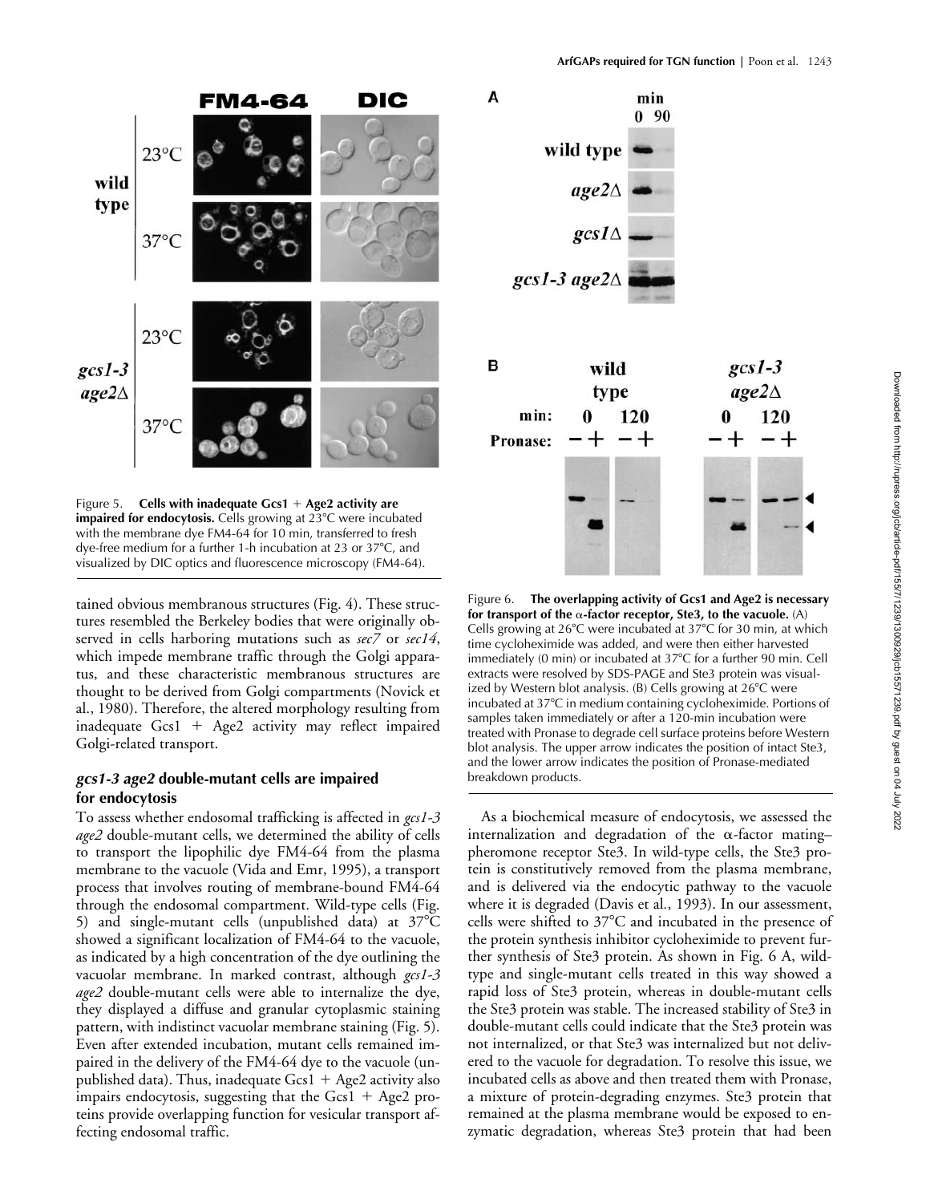Figure 5. **Cells with inadequate Gcs1 + Age2 activity are impaired for endocytosis.** Cells growing at 23°C were incubated with the membrane dye FM4-64 for 10 min, transferred to fresh dye-free medium for a further 1-h incubation at 23 or 37°C, and visualized by DIC optics and fluorescence microscopy (FM4-64).

tained obvious membranous structures (Fig. 4). These structures resembled the Berkeley bodies that were originally observed in cells harboring mutations such as *sec7* or *sec14*, which impede membrane traffic through the Golgi apparatus, and these characteristic membranous structures are thought to be derived from Golgi compartments (Novick et al., 1980). Therefore, the altered morphology resulting from inadequate Gcs1 + Age2 activity may reflect impaired Golgi-related transport.

### *gcs1-3 age2* double-mutant cells are impaired for endocytosis

To assess whether endosomal trafficking is affected in *gcs1-3 age2* double-mutant cells, we determined the ability of cells to transport the lipophilic dye FM4-64 from the plasma membrane to the vacuole (Vida and Emr, 1995), a transport process that involves routing of membrane-bound FM4-64 through the endosomal compartment. Wild-type cells (Fig. 5) and single-mutant cells (unpublished data) at 37°C showed a significant localization of FM4-64 to the vacuole, as indicated by a high concentration of the dye outlining the vacuolar membrane. In marked contrast, although *gcs1-3 age2* double-mutant cells were able to internalize the dye, they displayed a diffuse and granular cytoplasmic staining pattern, with indistinct vacuolar membrane staining (Fig. 5). Even after extended incubation, mutant cells remained impaired in the delivery of the FM4-64 dye to the vacuole (unpublished data). Thus, inadequate Gcs1 + Age2 activity also impairs endocytosis, suggesting that the Gcs1 + Age2 proteins provide overlapping function for vesicular transport affecting endosomal traffic.

Figure 6. **The overlapping activity of Gcs1 and Age2 is necessary for transport of the α-factor receptor, Ste3, to the vacuole.** (A) Cells growing at 26°C were incubated at 37°C for 30 min, at which time cycloheximide was added, and were then either harvested immediately (0 min) or incubated at 37°C for a further 90 min. Cell extracts were resolved by SDS-PAGE and Ste3 protein was visualized by Western blot analysis. (B) Cells growing at 26°C were incubated at 37°C in medium containing cycloheximide. Portions of samples taken immediately or after a 120-min incubation were treated with Pronase to degrade cell surface proteins before Western blot analysis. The upper arrow indicates the position of intact Ste3, and the lower arrow indicates the position of Pronase-mediated breakdown products.

As a biochemical measure of endocytosis, we assessed the internalization and degradation of the α-factor mating–pheromone receptor Ste3. In wild-type cells, the Ste3 protein is constitutively removed from the plasma membrane, and is delivered via the endocytic pathway to the vacuole where it is degraded (Davis et al., 1993). In our assessment, cells were shifted to 37°C and incubated in the presence of the protein synthesis inhibitor cycloheximide to prevent further synthesis of Ste3 protein. As shown in Fig. 6 A, wild-type and single-mutant cells treated in this way showed a rapid loss of Ste3 protein, whereas in double-mutant cells the Ste3 protein was stable. The increased stability of Ste3 in double-mutant cells could indicate that the Ste3 protein was not internalized, or that Ste3 was internalized but not delivered to the vacuole for degradation. To resolve this issue, we incubated cells as above and then treated them with Pronase, a mixture of protein-degrading enzymes. Ste3 protein that remained at the plasma membrane would be exposed to enzymatic degradation, whereas Ste3 protein that had been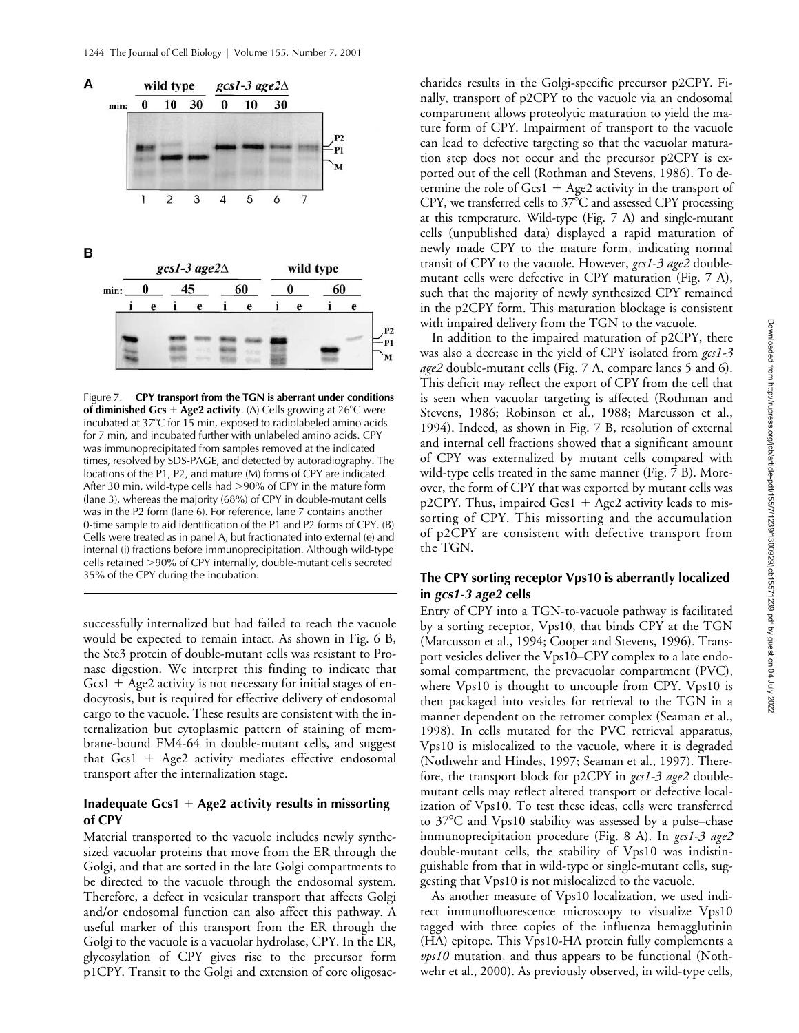Figure 7. **CPY transport from the TGN is aberrant under conditions of diminished Gcs + Age2 activity.** (A) Cells growing at 26°C were incubated at 37°C for 15 min, exposed to radiolabeled amino acids for 7 min, and incubated further with unlabeled amino acids. CPY was immunoprecipitated from samples removed at the indicated times, resolved by SDS-PAGE, and detected by autoradiography. The locations of the P1, P2, and mature (M) forms of CPY are indicated. After 30 min, wild-type cells had >90% of CPY in the mature form (lane 3), whereas the majority (68%) of CPY in double-mutant cells was in the P2 form (lane 6). For reference, lane 7 contains another 0-time sample to aid identification of the P1 and P2 forms of CPY. (B) Cells were treated as in panel A, but fractionated into external (e) and internal (i) fractions before immunoprecipitation. Although wild-type cells retained >90% of CPY internally, double-mutant cells secreted 35% of the CPY during the incubation.

successfully internalized but had failed to reach the vacuole would be expected to remain intact. As shown in Fig. 6 B, the Ste3 protein of double-mutant cells was resistant to Pronase digestion. We interpret this finding to indicate that Gcs1 + Age2 activity is not necessary for initial stages of endocytosis, but is required for effective delivery of endosomal cargo to the vacuole. These results are consistent with the internalization but cytoplasmic pattern of staining of membrane-bound FM4-64 in double-mutant cells, and suggest that Gcs1 + Age2 activity mediates effective endosomal transport after the internalization stage.

### Inadequate Gcs1 + Age2 activity results in missorting of CPY

Material transported to the vacuole includes newly synthesized vacuolar proteins that move from the ER through the Golgi, and that are sorted in the late Golgi compartments to be directed to the vacuole through the endosomal system. Therefore, a defect in vesicular transport that affects Golgi and/or endosomal function can also affect this pathway. A useful marker of this transport from the ER through the Golgi to the vacuole is a vacuolar hydrolase, CPY. In the ER, glycosylation of CPY gives rise to the precursor form p1CPY. Transit to the Golgi and extension of core oligosaccharides results in the Golgi-specific precursor p2CPY. Finally, transport of p2CPY to the vacuole via an endosomal compartment allows proteolytic maturation to yield the mature form of CPY. Impairment of transport to the vacuole can lead to defective targeting so that the vacuolar maturation step does not occur and the precursor p2CPY is exported out of the cell (Rothman and Stevens, 1986). To determine the role of Gcs1 + Age2 activity in the transport of CPY, we transferred cells to 37°C and assessed CPY processing at this temperature. Wild-type (Fig. 7 A) and single-mutant cells (unpublished data) displayed a rapid maturation of newly made CPY to the mature form, indicating normal transit of CPY to the vacuole. However, *gcs1-3 age2* double-mutant cells were defective in CPY maturation (Fig. 7 A), such that the majority of newly synthesized CPY remained in the p2CPY form. This maturation blockage is consistent with impaired delivery from the TGN to the vacuole.

In addition to the impaired maturation of p2CPY, there was also a decrease in the yield of CPY isolated from *gcs1-3 age2* double-mutant cells (Fig. 7 A, compare lanes 5 and 6). This deficit may reflect the export of CPY from the cell that is seen when vacuolar targeting is affected (Rothman and Stevens, 1986; Robinson et al., 1988; Marcusson et al., 1994). Indeed, as shown in Fig. 7 B, resolution of external and internal cell fractions showed that a significant amount of CPY was externalized by mutant cells compared with wild-type cells treated in the same manner (Fig. 7 B). Moreover, the form of CPY that was exported by mutant cells was p2CPY. Thus, impaired Gcs1 + Age2 activity leads to missorting of CPY. This missorting and the accumulation of p2CPY are consistent with defective transport from the TGN.

### The CPY sorting receptor Vps10 is aberrantly localized in *gcs1-3 age2* cells

Entry of CPY into a TGN-to-vacuole pathway is facilitated by a sorting receptor, Vps10, that binds CPY at the TGN (Marcusson et al., 1994; Cooper and Stevens, 1996). Transport vesicles deliver the Vps10–CPY complex to a late endosomal compartment, the prevacuolar compartment (PVC), where Vps10 is thought to uncouple from CPY. Vps10 is then packaged into vesicles for retrieval to the TGN in a manner dependent on the retromer complex (Seaman et al., 1998). In cells mutated for the PVC retrieval apparatus, Vps10 is mislocalized to the vacuole, where it is degraded (Nothwehr and Hindes, 1997; Seaman et al., 1997). Therefore, the transport block for p2CPY in *gcs1-3 age2* double-mutant cells may reflect altered transport or defective localization of Vps10. To test these ideas, cells were transferred to 37°C and Vps10 stability was assessed by a pulse–chase immunoprecipitation procedure (Fig. 8 A). In *gcs1-3 age2* double-mutant cells, the stability of Vps10 was indistinguishable from that in wild-type or single-mutant cells, suggesting that Vps10 is not mislocalized to the vacuole.

As another measure of Vps10 localization, we used indirect immunofluorescence microscopy to visualize Vps10 tagged with three copies of the influenza hemagglutinin (HA) epitope. This Vps10-HA protein fully complements a *vps10* mutation, and thus appears to be functional (Nothwehr et al., 2000). As previously observed, in wild-type cells,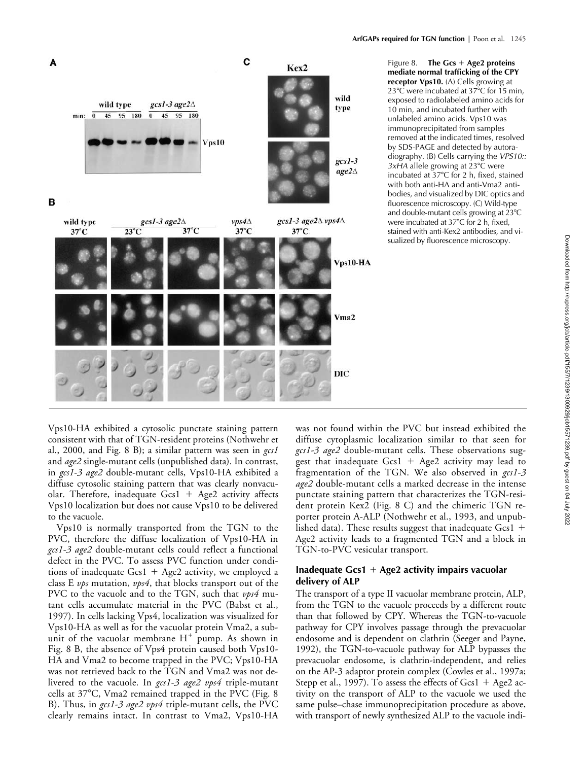Figure 8. **The Gcs + Age2 proteins mediate normal trafficking of the CPY receptor Vps10.** (A) Cells growing at 23°C were incubated at 37°C for 15 min, exposed to radiolabeled amino acids for 10 min, and incubated further with unlabeled amino acids. Vps10 was immunoprecipitated from samples removed at the indicated times, resolved by SDS-PAGE and detected by autoradiography. (B) Cells carrying the *VPS10::3xHA* allele growing at 23°C were incubated at 37°C for 2 h, fixed, stained with both anti-HA and anti-Vma2 antibodies, and visualized by DIC optics and fluorescence microscopy. (C) Wild-type and double-mutant cells growing at 23°C were incubated at 37°C for 2 h, fixed, stained with anti-Kex2 antibodies, and visualized by fluorescence microscopy.

Vps10-HA exhibited a cytosolic punctate staining pattern consistent with that of TGN-resident proteins (Nothwehr et al., 2000, and Fig. 8 B); a similar pattern was seen in *gcs1* and *age2* single-mutant cells (unpublished data). In contrast, in *gcs1-3 age2* double-mutant cells, Vps10-HA exhibited a diffuse cytosolic staining pattern that was clearly nonvacuolar. Therefore, inadequate Gcs1 + Age2 activity affects Vps10 localization but does not cause Vps10 to be delivered to the vacuole.

Vps10 is normally transported from the TGN to the PVC, therefore the diffuse localization of Vps10-HA in *gcs1-3 age2* double-mutant cells could reflect a functional defect in the PVC. To assess PVC function under conditions of inadequate Gcs1 + Age2 activity, we employed a class E *vps* mutation, *vps4*, that blocks transport out of the PVC to the vacuole and to the TGN, such that *vps4* mutant cells accumulate material in the PVC (Babst et al., 1997). In cells lacking Vps4, localization was visualized for Vps10-HA as well as for the vacuolar protein Vma2, a subunit of the vacuolar membrane $H^+$ pump. As shown in Fig. 8 B, the absence of Vps4 protein caused both Vps10-HA and Vma2 to become trapped in the PVC; Vps10-HA was not retrieved back to the TGN and Vma2 was not delivered to the vacuole. In *gcs1-3 age2 vps4* triple-mutant cells at 37°C, Vma2 remained trapped in the PVC (Fig. 8 B). Thus, in *gcs1-3 age2 vps4* triple-mutant cells, the PVC clearly remains intact. In contrast to Vma2, Vps10-HA was not found within the PVC but instead exhibited the diffuse cytoplasmic localization similar to that seen for *gcs1-3 age2* double-mutant cells. These observations suggest that inadequate Gcs1 + Age2 activity may lead to fragmentation of the TGN. We also observed in *gcs1-3 age2* double-mutant cells a marked decrease in the intense punctate staining pattern that characterizes the TGN-resident protein Kex2 (Fig. 8 C) and the chimeric TGN reporter protein A-ALP (Nothwehr et al., 1993, and unpublished data). These results suggest that inadequate Gcs1 + Age2 activity leads to a fragmented TGN and a block in TGN-to-PVC vesicular transport.

### Inadequate Gcs1 + Age2 activity impairs vacuolar delivery of ALP

The transport of a type II vacuolar membrane protein, ALP, from the TGN to the vacuole proceeds by a different route than that followed by CPY. Whereas the TGN-to-vacuole pathway for CPY involves passage through the prevacuolar endosome and is dependent on clathrin (Seeger and Payne, 1992), the TGN-to-vacuole pathway for ALP bypasses the prevacuolar endosome, is clathrin-independent, and relies on the AP-3 adaptor protein complex (Cowles et al., 1997a; Stepp et al., 1997). To assess the effects of Gcs1 + Age2 activity on the transport of ALP to the vacuole we used the same pulse–chase immunoprecipitation procedure as above, with transport of newly synthesized ALP to the vacuole indi-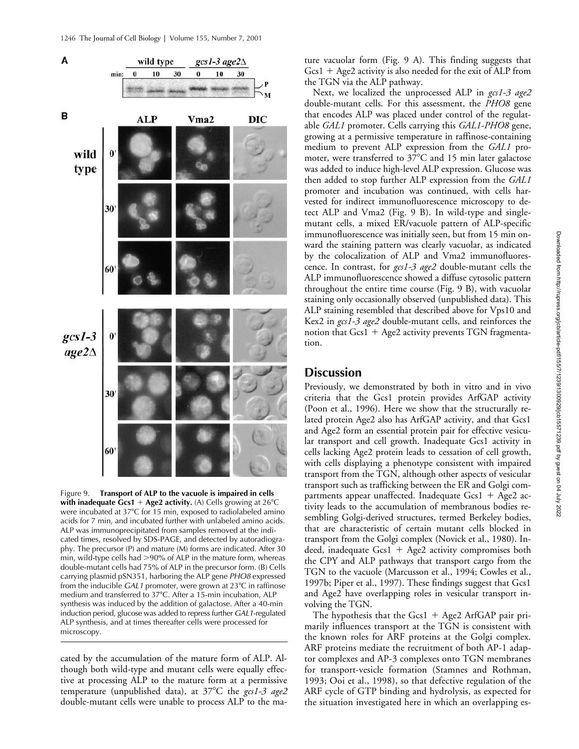Figure 9. **Transport of ALP to the vacuole is impaired in cells with inadequate Gcs1 + Age2 activity.** (A) Cells growing at 26°C were incubated at 37°C for 15 min, exposed to radiolabeled amino acids for 7 min, and incubated further with unlabeled amino acids. ALP was immunoprecipitated from samples removed at the indicated times, resolved by SDS-PAGE, and detected by autoradiography. The precursor (P) and mature (M) forms are indicated. After 30 min, wild-type cells had >90% of ALP in the mature form, whereas double-mutant cells had 75% of ALP in the precursor form. (B) Cells carrying plasmid pSN351, harboring the ALP gene *PHO8* expressed from the inducible *GAL1* promoter, were grown at 23°C in raffinose medium and transferred to 37°C. After a 15-min incubation, ALP synthesis was induced by the addition of galactose. After a 40-min induction period, glucose was added to repress further *GAL1*-regulated ALP synthesis, and at times thereafter cells were processed for microscopy.

cated by the accumulation of the mature form of ALP. Although both wild-type and mutant cells were equally effective at processing ALP to the mature form at a permissive temperature (unpublished data), at 37°C the *gcs1-3 age2* double-mutant cells were unable to process ALP to the mature vacuolar form (Fig. 9 A). This finding suggests that Gcs1 + Age2 activity is also needed for the exit of ALP from the TGN via the ALP pathway.

Next, we localized the unprocessed ALP in *gcs1-3 age2* double-mutant cells. For this assessment, the *PHO8* gene that encodes ALP was placed under control of the regulatable *GAL1* promoter. Cells carrying this *GAL1-PHO8* gene, growing at a permissive temperature in raffinose-containing medium to prevent ALP expression from the *GAL1* promoter, were transferred to 37°C and 15 min later galactose was added to induce high-level ALP expression. Glucose was then added to stop further ALP expression from the *GAL1* promoter and incubation was continued, with cells harvested for indirect immunofluorescence microscopy to detect ALP and Vma2 (Fig. 9 B). In wild-type and single-mutant cells, a mixed ER/vacuole pattern of ALP-specific immunofluorescence was initially seen, but from 15 min onward the staining pattern was clearly vacuolar, as indicated by the colocalization of ALP and Vma2 immunofluorescence. In contrast, for *gcs1-3 age2* double-mutant cells the ALP immunofluorescence showed a diffuse cytosolic pattern throughout the entire time course (Fig. 9 B), with vacuolar staining only occasionally observed (unpublished data). This ALP staining resembled that described above for Vps10 and Kex2 in *gcs1-3 age2* double-mutant cells, and reinforces the notion that Gcs1 + Age2 activity prevents TGN fragmentation.

## Discussion

Previously, we demonstrated by both in vitro and in vivo criteria that the Gcs1 protein provides ArfGAP activity (Poon et al., 1996). Here we show that the structurally related protein Age2 also has ArfGAP activity, and that Gcs1 and Age2 form an essential protein pair for effective vesicular transport and cell growth. Inadequate Gcs1 activity in cells lacking Age2 protein leads to cessation of cell growth, with cells displaying a phenotype consistent with impaired transport from the TGN, although other aspects of vesicular transport such as trafficking between the ER and Golgi compartments appear unaffected. Inadequate Gcs1 + Age2 activity leads to the accumulation of membranous bodies resembling Golgi-derived structures, termed Berkeley bodies, that are characteristic of certain mutant cells blocked in transport from the Golgi complex (Novick et al., 1980). Indeed, inadequate Gcs1 + Age2 activity compromises both the CPY and ALP pathways that transport cargo from the TGN to the vacuole (Marcusson et al., 1994; Cowles et al., 1997b; Piper et al., 1997). These findings suggest that Gcs1 and Age2 have overlapping roles in vesicular transport involving the TGN.

The hypothesis that the Gcs1 + Age2 ArfGAP pair primarily influences transport at the TGN is consistent with the known roles for ARF proteins at the Golgi complex. ARF proteins mediate the recruitment of both AP-1 adaptor complexes and AP-3 complexes onto TGN membranes for transport-vesicle formation (Stamnes and Rothman, 1993; Ooi et al., 1998), so that defective regulation of the ARF cycle of GTP binding and hydrolysis, as expected for the situation investigated here in which an overlapping es-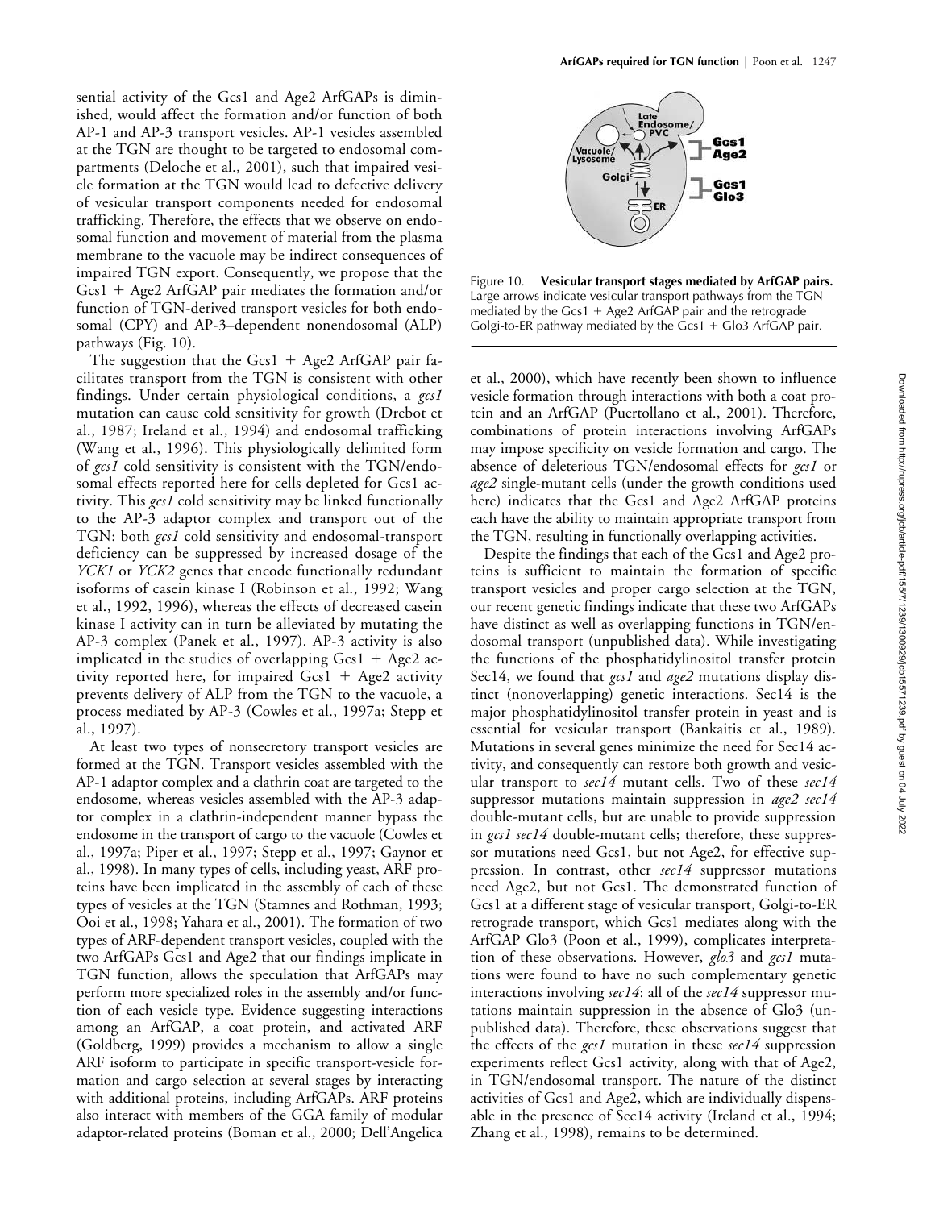sential activity of the Gcs1 and Age2 ArfGAPs is diminished, would affect the formation and/or function of both AP-1 and AP-3 transport vesicles. AP-1 vesicles assembled at the TGN are thought to be targeted to endosomal compartments (Deloche et al., 2001), such that impaired vesicle formation at the TGN would lead to defective delivery of vesicular transport components needed for endosomal trafficking. Therefore, the effects that we observe on endosomal function and movement of material from the plasma membrane to the vacuole may be indirect consequences of impaired TGN export. Consequently, we propose that the Gcs1 + Age2 ArfGAP pair mediates the formation and/or function of TGN-derived transport vesicles for both endosomal (CPY) and AP-3–dependent nonendosomal (ALP) pathways (Fig. 10).

The suggestion that the Gcs1 + Age2 ArfGAP pair facilitates transport from the TGN is consistent with other findings. Under certain physiological conditions, a *gcs1* mutation can cause cold sensitivity for growth (Drebot et al., 1987; Ireland et al., 1994) and endosomal trafficking (Wang et al., 1996). This physiologically delimited form of *gcs1* cold sensitivity is consistent with the TGN/endosomal effects reported here for cells depleted for Gcs1 activity. This *gcs1* cold sensitivity may be linked functionally to the AP-3 adaptor complex and transport out of the TGN: both *gcs1* cold sensitivity and endosomal-transport deficiency can be suppressed by increased dosage of the *YCK1* or *YCK2* genes that encode functionally redundant isoforms of casein kinase I (Robinson et al., 1992; Wang et al., 1992, 1996), whereas the effects of decreased casein kinase I activity can in turn be alleviated by mutating the AP-3 complex (Panek et al., 1997). AP-3 activity is also implicated in the studies of overlapping Gcs1 + Age2 activity reported here, for impaired Gcs1 + Age2 activity prevents delivery of ALP from the TGN to the vacuole, a process mediated by AP-3 (Cowles et al., 1997a; Stepp et al., 1997).

At least two types of nonsecretory transport vesicles are formed at the TGN. Transport vesicles assembled with the AP-1 adaptor complex and a clathrin coat are targeted to the endosome, whereas vesicles assembled with the AP-3 adaptor complex in a clathrin-independent manner bypass the endosome in the transport of cargo to the vacuole (Cowles et al., 1997a; Piper et al., 1997; Stepp et al., 1997; Gaynor et al., 1998). In many types of cells, including yeast, ARF proteins have been implicated in the assembly of each of these types of vesicles at the TGN (Stamnes and Rothman, 1993; Ooi et al., 1998; Yahara et al., 2001). The formation of two types of ARF-dependent transport vesicles, coupled with the two ArfGAPs Gcs1 and Age2 that our findings implicate in TGN function, allows the speculation that ArfGAPs may perform more specialized roles in the assembly and/or function of each vesicle type. Evidence suggesting interactions among an ArfGAP, a coat protein, and activated ARF (Goldberg, 1999) provides a mechanism to allow a single ARF isoform to participate in specific transport-vesicle formation and cargo selection at several stages by interacting with additional proteins, including ArfGAPs. ARF proteins also interact with members of the GGA family of modular adaptor-related proteins (Boman et al., 2000; Dell'Angelica et al., 2000), which have recently been shown to influence vesicle formation through interactions with both a coat protein and an ArfGAP (Puertollano et al., 2001). Therefore, combinations of protein interactions involving ArfGAPs may impose specificity on vesicle formation and cargo. The absence of deleterious TGN/endosomal effects for *gcs1* or *age2* single-mutant cells (under the growth conditions used here) indicates that the Gcs1 and Age2 ArfGAP proteins each have the ability to maintain appropriate transport from the TGN, resulting in functionally overlapping activities.

Figure 10. **Vesicular transport stages mediated by ArfGAP pairs.** Large arrows indicate vesicular transport pathways from the TGN mediated by the Gcs1 + Age2 ArfGAP pair and the retrograde Golgi-to-ER pathway mediated by the Gcs1 + Glo3 ArfGAP pair.

Despite the findings that each of the Gcs1 and Age2 proteins is sufficient to maintain the formation of specific transport vesicles and proper cargo selection at the TGN, our recent genetic findings indicate that these two ArfGAPs have distinct as well as overlapping functions in TGN/endosomal transport (unpublished data). While investigating the functions of the phosphatidylinositol transfer protein Sec14, we found that *gcs1* and *age2* mutations display distinct (nonoverlapping) genetic interactions. Sec14 is the major phosphatidylinositol transfer protein in yeast and is essential for vesicular transport (Bankaitis et al., 1989). Mutations in several genes minimize the need for Sec14 activity, and consequently can restore both growth and vesicular transport to *sec14* mutant cells. Two of these *sec14* suppressor mutations maintain suppression in *age2 sec14* double-mutant cells, but are unable to provide suppression in *gcs1 sec14* double-mutant cells; therefore, these suppressor mutations need Gcs1, but not Age2, for effective suppression. In contrast, other *sec14* suppressor mutations need Age2, but not Gcs1. The demonstrated function of Gcs1 at a different stage of vesicular transport, Golgi-to-ER retrograde transport, which Gcs1 mediates along with the ArfGAP Glo3 (Poon et al., 1999), complicates interpretation of these observations. However, *glo3* and *gcs1* mutations were found to have no such complementary genetic interactions involving *sec14*: all of the *sec14* suppressor mutations maintain suppression in the absence of Glo3 (unpublished data). Therefore, these observations suggest that the effects of the *gcs1* mutation in these *sec14* suppression experiments reflect Gcs1 activity, along with that of Age2, in TGN/endosomal transport. The nature of the distinct activities of Gcs1 and Age2, which are individually dispensable in the presence of Sec14 activity (Ireland et al., 1994; Zhang et al., 1998), remains to be determined.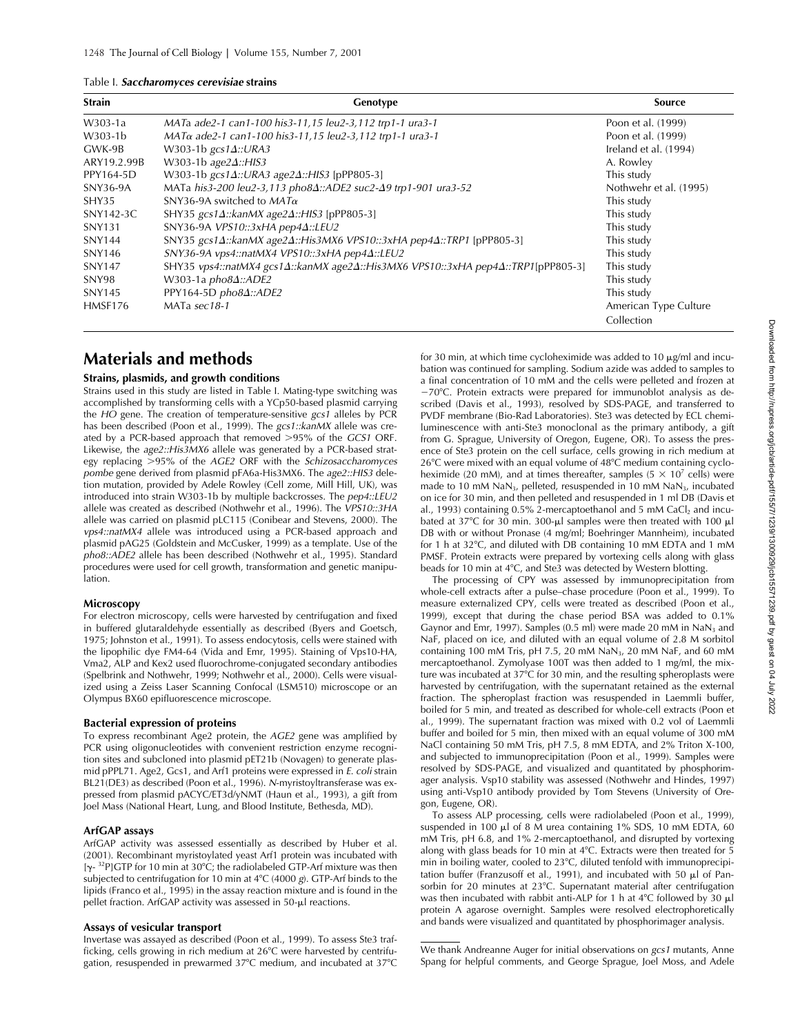Table I. ***Saccharomyces cerevisiae* strains**

| Strain | Genotype | Source |
|---|---|---|
| W303-1a | *MATa ade2-1 can1-100 his3-11,15 leu2-3,112 trp1-1 ura3-1* | Poon et al. (1999) |
| W303-1b | *MATα ade2-1 can1-100 his3-11,15 leu2-3,112 trp1-1 ura3-1* | Poon et al. (1999) |
| GWK-9B | W303-1b *gcs1Δ::URA3* | Ireland et al. (1994) |
| ARY19.2.99B | W303-1b *age2Δ::HIS3* | A. Rowley |
| PPY164-5D | W303-1b *gcs1Δ::URA3 age2Δ::HIS3* [pPP805-3] | This study |
| SNY36-9A | MATa *his3-200 leu2-3,113 pho8Δ::ADE2 suc2-Δ9 trp1-901 ura3-52* | Nothwehr et al. (1995) |
| SHY35 | SNY36-9A switched to *MATα* | This study |
| SNY142-3C | SHY35 *gcs1Δ::kanMX age2Δ::HIS3* [pPP805-3] | This study |
| SNY131 | SNY36-9A *VPS10::3xHA pep4Δ::LEU2* | This study |
| SNY144 | SNY35 *gcs1Δ::kanMX age2Δ::His3MX6 VPS10::3xHA pep4Δ::TRP1* [pPP805-3] | This study |
| SNY146 | *SNY36-9A vps4::natMX4 VPS10::3xHA pep4Δ::LEU2* | This study |
| SNY147 | SHY35 *vps4::natMX4 gcs1Δ::kanMX age2Δ::His3MX6 VPS10::3xHA pep4Δ::TRP1*[pPP805-3] | This study |
| SNY98 | W303-1a *pho8Δ::ADE2* | This study |
| SNY145 | PPY164-5D *pho8Δ::ADE2* | This study |
| HMSF176 | MATa *sec18-1* | American Type Culture Collection |

# Materials and methods

### Strains, plasmids, and growth conditions

Strains used in this study are listed in Table I. Mating-type switching was accomplished by transforming cells with a YCp50-based plasmid carrying the *HO* gene. The creation of temperature-sensitive *gcs1* alleles by PCR has been described (Poon et al., 1999). The *gcs1::kanMX* allele was created by a PCR-based approach that removed >95% of the *GCS1* ORF. Likewise, the *age2::His3MX6* allele was generated by a PCR-based strategy replacing >95% of the *AGE2* ORF with the *Schizosaccharomyces pombe* gene derived from plasmid pFA6a-His3MX6. The *age2::HIS3* deletion mutation, provided by Adele Rowley (Cell zome, Mill Hill, UK), was introduced into strain W303-1b by multiple backcrosses. The *pep4::LEU2* allele was created as described (Nothwehr et al., 1996). The *VPS10::3HA* allele was carried on plasmid pLC115 (Conibear and Stevens, 2000). The *vps4::natMX4* allele was introduced using a PCR-based approach and plasmid pAG25 (Goldstein and McCusker, 1999) as a template. Use of the *pho8::ADE2* allele has been described (Nothwehr et al., 1995). Standard procedures were used for cell growth, transformation and genetic manipulation.

### Microscopy

For electron microscopy, cells were harvested by centrifugation and fixed in buffered glutaraldehyde essentially as described (Byers and Goetsch, 1975; Johnston et al., 1991). To assess endocytosis, cells were stained with the lipophilic dye FM4-64 (Vida and Emr, 1995). Staining of Vps10-HA, Vma2, ALP and Kex2 used fluorochrome-conjugated secondary antibodies (Spelbrink and Nothwehr, 1999; Nothwehr et al., 2000). Cells were visualized using a Zeiss Laser Scanning Confocal (LSM510) microscope or an Olympus BX60 epifluorescence microscope.

### Bacterial expression of proteins

To express recombinant Age2 protein, the *AGE2* gene was amplified by PCR using oligonucleotides with convenient restriction enzyme recognition sites and subcloned into plasmid pET21b (Novagen) to generate plasmid pPPL71. Age2, Gcs1, and Arf1 proteins were expressed in *E. coli* strain BL21(DE3) as described (Poon et al., 1996). *N*-myristoyltransferase was expressed from plasmid pACYC/ET3d/yNMT (Haun et al., 1993), a gift from Joel Mass (National Heart, Lung, and Blood Institute, Bethesda, MD).

### ArfGAP assays

ArfGAP activity was assessed essentially as described by Huber et al. (2001). Recombinant myristoylated yeast Arf1 protein was incubated with [γ-$^{32}$P]GTP for 10 min at 30°C; the radiolabeled GTP-Arf mixture was then subjected to centrifugation for 10 min at 4°C (4000 *g*). GTP-Arf binds to the lipids (Franco et al., 1995) in the assay reaction mixture and is found in the pellet fraction. ArfGAP activity was assessed in 50-μl reactions.

### Assays of vesicular transport

Invertase was assayed as described (Poon et al., 1999). To assess Ste3 trafficking, cells growing in rich medium at 26°C were harvested by centrifugation, resuspended in prewarmed 37°C medium, and incubated at 37°C for 30 min, at which time cycloheximide was added to 10 μg/ml and incubation was continued for sampling. Sodium azide was added to samples to a final concentration of 10 mM and the cells were pelleted and frozen at −70°C. Protein extracts were prepared for immunoblot analysis as described (Davis et al., 1993), resolved by SDS-PAGE, and transferred to PVDF membrane (Bio-Rad Laboratories). Ste3 was detected by ECL chemiluminescence with anti-Ste3 monoclonal as the primary antibody, a gift from G. Sprague, University of Oregon, Eugene, OR). To assess the presence of Ste3 protein on the cell surface, cells growing in rich medium at 26°C were mixed with an equal volume of 48°C medium containing cycloheximide (20 mM), and at times thereafter, samples ($5 \times 10^7$ cells) were made to 10 mM $NaN_3$, pelleted, resuspended in 10 mM $NaN_3$, incubated on ice for 30 min, and then pelleted and resuspended in 1 ml DB (Davis et al., 1993) containing 0.5% 2-mercaptoethanol and 5 mM $CaCl_2$ and incubated at 37°C for 30 min. 300-μl samples were then treated with 100 μl DB with or without Pronase (4 mg/ml; Boehringer Mannheim), incubated for 1 h at 32°C, and diluted with DB containing 10 mM EDTA and 1 mM PMSF. Protein extracts were prepared by vortexing cells along with glass beads for 10 min at 4°C, and Ste3 was detected by Western blotting.

The processing of CPY was assessed by immunoprecipitation from whole-cell extracts after a pulse–chase procedure (Poon et al., 1999). To measure externalized CPY, cells were treated as described (Poon et al., 1999), except that during the chase period BSA was added to 0.1% Gaynor and Emr, 1997). Samples (0.5 ml) were made 20 mM in $NaN_3$ and NaF, placed on ice, and diluted with an equal volume of 2.8 M sorbitol containing 100 mM Tris, pH 7.5, 20 mM $NaN_3$, 20 mM NaF, and 60 mM mercaptoethanol. Zymolyase 100T was then added to 1 mg/ml, the mixture was incubated at 37°C for 30 min, and the resulting spheroplasts were harvested by centrifugation, with the supernatant retained as the external fraction. The spheroplast fraction was resuspended in Laemmli buffer, boiled for 5 min, and treated as described for whole-cell extracts (Poon et al., 1999). The supernatant fraction was mixed with 0.2 vol of Laemmli buffer and boiled for 5 min, then mixed with an equal volume of 300 mM NaCl containing 50 mM Tris, pH 7.5, 8 mM EDTA, and 2% Triton X-100, and subjected to immunoprecipitation (Poon et al., 1999). Samples were resolved by SDS-PAGE, and visualized and quantitated by phosphorimager analysis. Vsp10 stability was assessed (Nothwehr and Hindes, 1997) using anti-Vsp10 antibody provided by Tom Stevens (University of Oregon, Eugene, OR).

To assess ALP processing, cells were radiolabeled (Poon et al., 1999), suspended in 100 μl of 8 M urea containing 1% SDS, 10 mM EDTA, 60 mM Tris, pH 6.8, and 1% 2-mercaptoethanol, and disrupted by vortexing along with glass beads for 10 min at 4°C. Extracts were then treated for 5 min in boiling water, cooled to 23°C, diluted tenfold with immunoprecipitation buffer (Franzusoff et al., 1991), and incubated with 50 μl of Pansorbin for 20 minutes at 23°C. Supernatant material after centrifugation was then incubated with rabbit anti-ALP for 1 h at 4°C followed by 30 μl protein A agarose overnight. Samples were resolved electrophoretically and bands were visualized and quantitated by phosphorimager analysis.

We thank Andreanne Auger for initial observations on *gcs1* mutants, Anne Spang for helpful comments, and George Sprague, Joel Moss, and Adele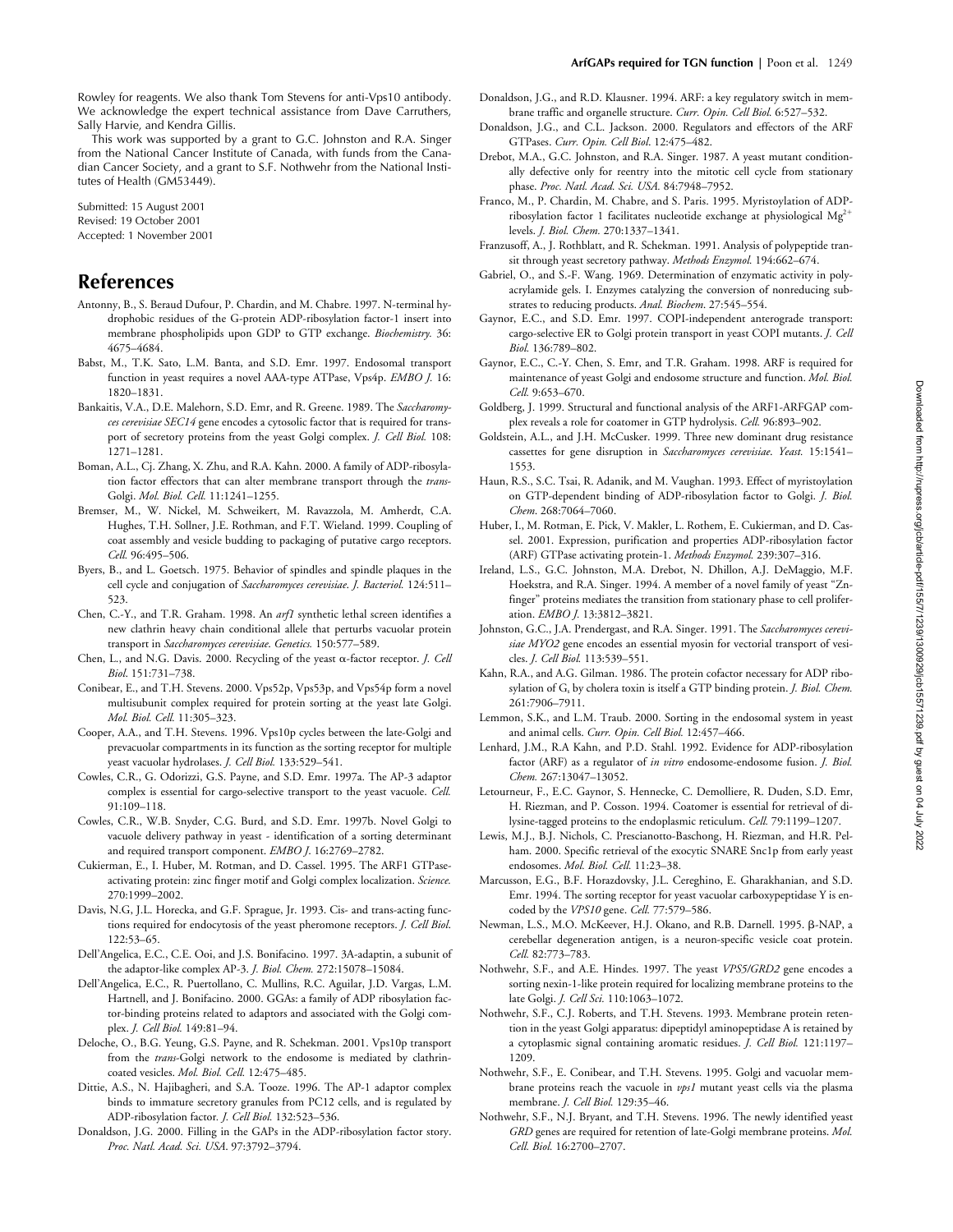Rowley for reagents. We also thank Tom Stevens for anti-Vps10 antibody. We acknowledge the expert technical assistance from Dave Carruthers, Sally Harvie, and Kendra Gillis.

This work was supported by a grant to G.C. Johnston and R.A. Singer from the National Cancer Institute of Canada, with funds from the Canadian Cancer Society, and a grant to S.F. Nothwehr from the National Institutes of Health (GM53449).

Submitted: 15 August 2001
Revised: 19 October 2001
Accepted: 1 November 2001

## References

Antonny, B., S. Beraud Dufour, P. Chardin, and M. Chabre. 1997. N-terminal hydrophobic residues of the G-protein ADP-ribosylation factor-1 insert into membrane phospholipids upon GDP to GTP exchange. *Biochemistry.* 36: 4675–4684.

Babst, M., T.K. Sato, L.M. Banta, and S.D. Emr. 1997. Endosomal transport function in yeast requires a novel AAA-type ATPase, Vps4p. *EMBO J.* 16: 1820–1831.

Bankaitis, V.A., D.E. Malehorn, S.D. Emr, and R. Greene. 1989. The *Saccharomyces cerevisiae SEC14* gene encodes a cytosolic factor that is required for transport of secretory proteins from the yeast Golgi complex. *J. Cell Biol.* 108: 1271–1281.

Boman, A.L., Cj. Zhang, X. Zhu, and R.A. Kahn. 2000. A family of ADP-ribosylation factor effectors that can alter membrane transport through the *trans*-Golgi. *Mol. Biol. Cell.* 11:1241–1255.

Bremser, M., W. Nickel, M. Schweikert, M. Ravazzola, M. Amherdt, C.A. Hughes, T.H. Sollner, J.E. Rothman, and F.T. Wieland. 1999. Coupling of coat assembly and vesicle budding to packaging of putative cargo receptors. *Cell.* 96:495–506.

Byers, B., and L. Goetsch. 1975. Behavior of spindles and spindle plaques in the cell cycle and conjugation of *Saccharomyces cerevisiae*. *J. Bacteriol.* 124:511–523.

Chen, C.-Y., and T.R. Graham. 1998. An *arf1* synthetic lethal screen identifies a new clathrin heavy chain conditional allele that perturbs vacuolar protein transport in *Saccharomyces cerevisiae*. *Genetics.* 150:577–589.

Chen, L., and N.G. Davis. 2000. Recycling of the yeast α-factor receptor. *J. Cell Biol.* 151:731–738.

Conibear, E., and T.H. Stevens. 2000. Vps52p, Vps53p, and Vps54p form a novel multisubunit complex required for protein sorting at the yeast late Golgi. *Mol. Biol. Cell.* 11:305–323.

Cooper, A.A., and T.H. Stevens. 1996. Vps10p cycles between the late-Golgi and prevacuolar compartments in its function as the sorting receptor for multiple yeast vacuolar hydrolases. *J. Cell Biol.* 133:529–541.

Cowles, C.R., G. Odorizzi, G.S. Payne, and S.D. Emr. 1997a. The AP-3 adaptor complex is essential for cargo-selective transport to the yeast vacuole. *Cell.* 91:109–118.

Cowles, C.R., W.B. Snyder, C.G. Burd, and S.D. Emr. 1997b. Novel Golgi to vacuole delivery pathway in yeast - identification of a sorting determinant and required transport component. *EMBO J.* 16:2769–2782.

Cukierman, E., I. Huber, M. Rotman, and D. Cassel. 1995. The ARF1 GTPase-activating protein: zinc finger motif and Golgi complex localization. *Science.* 270:1999–2002.

Davis, N.G, J.L. Horecka, and G.F. Sprague, Jr. 1993. Cis- and trans-acting functions required for endocytosis of the yeast pheromone receptors. *J. Cell Biol.* 122:53–65.

Dell'Angelica, E.C., C.E. Ooi, and J.S. Bonifacino. 1997. 3A-adaptin, a subunit of the adaptor-like complex AP-3. *J. Biol. Chem.* 272:15078–15084.

Dell'Angelica, E.C., R. Puertollano, C. Mullins, R.C. Aguilar, J.D. Vargas, L.M. Hartnell, and J. Bonifacino. 2000. GGAs: a family of ADP ribosylation factor-binding proteins related to adaptors and associated with the Golgi complex. *J. Cell Biol.* 149:81–94.

Deloche, O., B.G. Yeung, G.S. Payne, and R. Schekman. 2001. Vps10p transport from the *trans*-Golgi network to the endosome is mediated by clathrin-coated vesicles. *Mol. Biol. Cell.* 12:475–485.

Dittie, A.S., N. Hajibagheri, and S.A. Tooze. 1996. The AP-1 adaptor complex binds to immature secretory granules from PC12 cells, and is regulated by ADP-ribosylation factor. *J. Cell Biol.* 132:523–536.

Donaldson, J.G. 2000. Filling in the GAPs in the ADP-ribosylation factor story. *Proc. Natl. Acad. Sci. USA.* 97:3792–3794.

Donaldson, J.G., and R.D. Klausner. 1994. ARF: a key regulatory switch in membrane traffic and organelle structure. *Curr. Opin. Cell Biol.* 6:527–532.

Donaldson, J.G., and C.L. Jackson. 2000. Regulators and effectors of the ARF GTPases. *Curr. Opin. Cell Biol.* 12:475–482.

Drebot, M.A., G.C. Johnston, and R.A. Singer. 1987. A yeast mutant conditionally defective only for reentry into the mitotic cell cycle from stationary phase. *Proc. Natl. Acad. Sci. USA.* 84:7948–7952.

Franco, M., P. Chardin, M. Chabre, and S. Paris. 1995. Myristoylation of ADP-ribosylation factor 1 facilitates nucleotide exchange at physiological $Mg^{2+}$ levels. *J. Biol. Chem.* 270:1337–1341.

Franzusoff, A., J. Rothblatt, and R. Schekman. 1991. Analysis of polypeptide transit through yeast secretory pathway. *Methods Enzymol.* 194:662–674.

Gabriel, O., and S.-F. Wang. 1969. Determination of enzymatic activity in polyacrylamide gels. I. Enzymes catalyzing the conversion of nonreducing substrates to reducing products. *Anal. Biochem.* 27:545–554.

Gaynor, E.C., and S.D. Emr. 1997. COPI-independent anterograde transport: cargo-selective ER to Golgi protein transport in yeast COPI mutants. *J. Cell Biol.* 136:789–802.

Gaynor, E.C., C.-Y. Chen, S. Emr, and T.R. Graham. 1998. ARF is required for maintenance of yeast Golgi and endosome structure and function. *Mol. Biol. Cell.* 9:653–670.

Goldberg, J. 1999. Structural and functional analysis of the ARF1-ARFGAP complex reveals a role for coatomer in GTP hydrolysis. *Cell.* 96:893–902.

Goldstein, A.L., and J.H. McCusker. 1999. Three new dominant drug resistance cassettes for gene disruption in *Saccharomyces cerevisiae*. *Yeast.* 15:1541–1553.

Haun, R.S., S.C. Tsai, R. Adanik, and M. Vaughan. 1993. Effect of myristoylation on GTP-dependent binding of ADP-ribosylation factor to Golgi. *J. Biol. Chem.* 268:7064–7060.

Huber, I., M. Rotman, E. Pick, V. Makler, L. Rothem, E. Cukierman, and D. Cassel. 2001. Expression, purification and properties ADP-ribosylation factor (ARF) GTPase activating protein-1. *Methods Enzymol.* 239:307–316.

Ireland, L.S., G.C. Johnston, M.A. Drebot, N. Dhillon, A.J. DeMaggio, M.F. Hoekstra, and R.A. Singer. 1994. A member of a novel family of yeast "Zn-finger" proteins mediates the transition from stationary phase to cell proliferation. *EMBO J.* 13:3812–3821.

Johnston, G.C., J.A. Prendergast, and R.A. Singer. 1991. The *Saccharomyces cerevisiae MYO2* gene encodes an essential myosin for vectorial transport of vesicles. *J. Cell Biol.* 113:539–551.

Kahn, R.A., and A.G. Gilman. 1986. The protein cofactor necessary for ADP ribosylation of $G_s$ by cholera toxin is itself a GTP binding protein. *J. Biol. Chem.* 261:7906–7911.

Lemmon, S.K., and L.M. Traub. 2000. Sorting in the endosomal system in yeast and animal cells. *Curr. Opin. Cell Biol.* 12:457–466.

Lenhard, J.M., R.A Kahn, and P.D. Stahl. 1992. Evidence for ADP-ribosylation factor (ARF) as a regulator of *in vitro* endosome-endosome fusion. *J. Biol. Chem.* 267:13047–13052.

Letourneur, F., E.C. Gaynor, S. Hennecke, C. Demolliere, R. Duden, S.D. Emr, H. Riezman, and P. Cosson. 1994. Coatomer is essential for retrieval of dilysine-tagged proteins to the endoplasmic reticulum. *Cell.* 79:1199–1207.

Lewis, M.J., B.J. Nichols, C. Prescianotto-Baschong, H. Riezman, and H.R. Pelham. 2000. Specific retrieval of the exocytic SNARE Snc1p from early yeast endosomes. *Mol. Biol. Cell.* 11:23–38.

Marcusson, E.G., B.F. Horazdovsky, J.L. Cereghino, E. Gharakhanian, and S.D. Emr. 1994. The sorting receptor for yeast vacuolar carboxypeptidase Y is encoded by the *VPS10* gene. *Cell.* 77:579–586.

Newman, L.S., M.O. McKeever, H.J. Okano, and R.B. Darnell. 1995. β-NAP, a cerebellar degeneration antigen, is a neuron-specific vesicle coat protein. *Cell.* 82:773–783.

Nothwehr, S.F., and A.E. Hindes. 1997. The yeast *VPS5/GRD2* gene encodes a sorting nexin-1-like protein required for localizing membrane proteins to the late Golgi. *J. Cell Sci.* 110:1063–1072.

Nothwehr, S.F., C.J. Roberts, and T.H. Stevens. 1993. Membrane protein retention in the yeast Golgi apparatus: dipeptidyl aminopeptidase A is retained by a cytoplasmic signal containing aromatic residues. *J. Cell Biol.* 121:1197–1209.

Nothwehr, S.F., E. Conibear, and T.H. Stevens. 1995. Golgi and vacuolar membrane proteins reach the vacuole in *vps1* mutant yeast cells via the plasma membrane. *J. Cell Biol.* 129:35–46.

Nothwehr, S.F., N.J. Bryant, and T.H. Stevens. 1996. The newly identified yeast *GRD* genes are required for retention of late-Golgi membrane proteins. *Mol. Cell. Biol.* 16:2700–2707.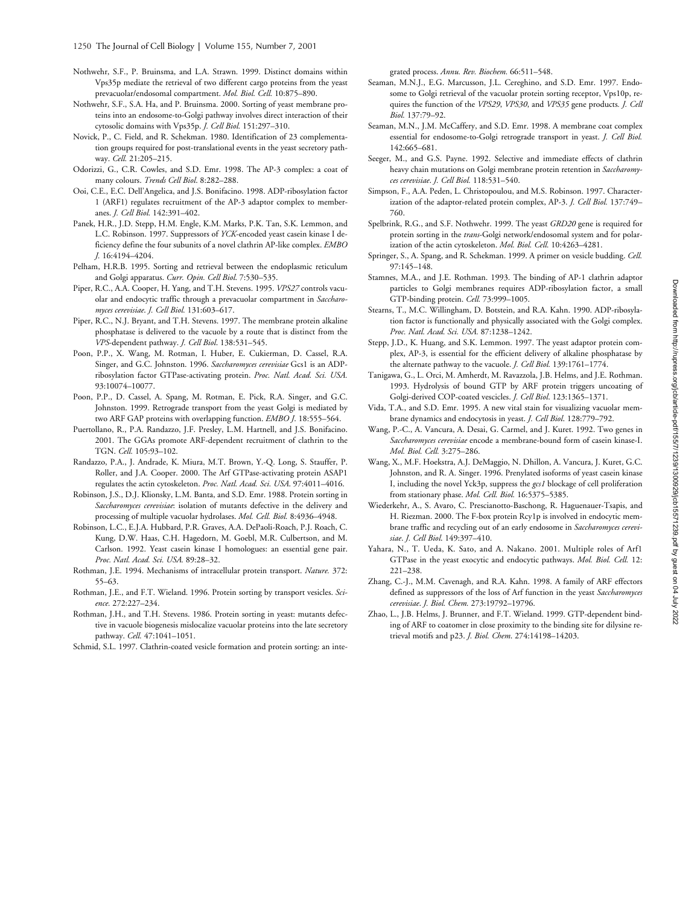Nothwehr, S.F., P. Bruinsma, and L.A. Strawn. 1999. Distinct domains within Vps35p mediate the retrieval of two different cargo proteins from the yeast prevacuolar/endosomal compartment. *Mol. Biol. Cell.* 10:875–890.

Nothwehr, S.F., S.A. Ha, and P. Bruinsma. 2000. Sorting of yeast membrane proteins into an endosome-to-Golgi pathway involves direct interaction of their cytosolic domains with Vps35p. *J. Cell Biol.* 151:297–310.

Novick, P., C. Field, and R. Schekman. 1980. Identification of 23 complementation groups required for post-translational events in the yeast secretory pathway. *Cell.* 21:205–215.

Odorizzi, G., C.R. Cowles, and S.D. Emr. 1998. The AP-3 complex: a coat of many colours. *Trends Cell Biol.* 8:282–288.

Ooi, C.E., E.C. Dell'Angelica, and J.S. Bonifacino. 1998. ADP-ribosylation factor 1 (ARF1) regulates recruitment of the AP-3 adaptor complex to membranes. *J. Cell Biol.* 142:391–402.

Panek, H.R., J.D. Stepp, H.M. Engle, K.M. Marks, P.K. Tan, S.K. Lemmon, and L.C. Robinson. 1997. Suppressors of *YCK*-encoded yeast casein kinase I deficiency define the four subunits of a novel clathrin AP-like complex. *EMBO J.* 16:4194–4204.

Pelham, H.R.B. 1995. Sorting and retrieval between the endoplasmic reticulum and Golgi apparatus. *Curr. Opin. Cell Biol.* 7:530–535.

Piper, R.C., A.A. Cooper, H. Yang, and T.H. Stevens. 1995. *VPS27* controls vacuolar and endocytic traffic through a prevacuolar compartment in *Saccharomyces cerevisiae*. *J. Cell Biol.* 131:603–617.

Piper, R.C., N.J. Bryant, and T.H. Stevens. 1997. The membrane protein alkaline phosphatase is delivered to the vacuole by a route that is distinct from the *VPS*-dependent pathway. *J. Cell Biol.* 138:531–545.

Poon, P.P., X. Wang, M. Rotman, I. Huber, E. Cukierman, D. Cassel, R.A. Singer, and G.C. Johnston. 1996. *Saccharomyces cerevisiae* Gcs1 is an ADP-ribosylation factor GTPase-activating protein. *Proc. Natl. Acad. Sci. USA.* 93:10074–10077.

Poon, P.P., D. Cassel, A. Spang, M. Rotman, E. Pick, R.A. Singer, and G.C. Johnston. 1999. Retrograde transport from the yeast Golgi is mediated by two ARF GAP proteins with overlapping function. *EMBO J.* 18:555–564.

Puertollano, R., P.A. Randazzo, J.F. Presley, L.M. Hartnell, and J.S. Bonifacino. 2001. The GGAs promote ARF-dependent recruitment of clathrin to the TGN. *Cell.* 105:93–102.

Randazzo, P.A., J. Andrade, K. Miura, M.T. Brown, Y.-Q. Long, S. Stauffer, P. Roller, and J.A. Cooper. 2000. The Arf GTPase-activating protein ASAP1 regulates the actin cytoskeleton. *Proc. Natl. Acad. Sci. USA.* 97:4011–4016.

Robinson, J.S., D.J. Klionsky, L.M. Banta, and S.D. Emr. 1988. Protein sorting in *Saccharomyces cerevisiae*: isolation of mutants defective in the delivery and processing of multiple vacuolar hydrolases. *Mol. Cell. Biol.* 8:4936–4948.

Robinson, L.C., E.J.A. Hubbard, P.R. Graves, A.A. DePaoli-Roach, P.J. Roach, C. Kung, D.W. Haas, C.H. Hagedorn, M. Goebl, M.R. Culbertson, and M. Carlson. 1992. Yeast casein kinase I homologues: an essential gene pair. *Proc. Natl. Acad. Sci. USA.* 89:28–32.

Rothman, J.E. 1994. Mechanisms of intracellular protein transport. *Nature.* 372: 55–63.

Rothman, J.E., and F.T. Wieland. 1996. Protein sorting by transport vesicles. *Science.* 272:227–234.

Rothman, J.H., and T.H. Stevens. 1986. Protein sorting in yeast: mutants defective in vacuole biogenesis mislocalize vacuolar proteins into the late secretory pathway. *Cell.* 47:1041–1051.

Schmid, S.L. 1997. Clathrin-coated vesicle formation and protein sorting: an integrated process. *Annu. Rev. Biochem.* 66:511–548.

Seaman, M.N.J., E.G. Marcusson, J.L. Cereghino, and S.D. Emr. 1997. Endosome to Golgi retrieval of the vacuolar protein sorting receptor, Vps10p, requires the function of the *VPS29*, *VPS30*, and *VPS35* gene products. *J. Cell Biol.* 137:79–92.

Seaman, M.N., J.M. McCaffery, and S.D. Emr. 1998. A membrane coat complex essential for endosome-to-Golgi retrograde transport in yeast. *J. Cell Biol.* 142:665–681.

Seeger, M., and G.S. Payne. 1992. Selective and immediate effects of clathrin heavy chain mutations on Golgi membrane protein retention in *Saccharomyces cerevisiae*. *J. Cell Biol.* 118:531–540.

Simpson, F., A.A. Peden, L. Christopoulou, and M.S. Robinson. 1997. Characterization of the adaptor-related protein complex, AP-3. *J. Cell Biol.* 137:749–760.

Spelbrink, R.G., and S.F. Nothwehr. 1999. The yeast *GRD20* gene is required for protein sorting in the *trans*-Golgi network/endosomal system and for polarization of the actin cytoskeleton. *Mol. Biol. Cell.* 10:4263–4281.

Springer, S., A. Spang, and R. Schekman. 1999. A primer on vesicle budding. *Cell.* 97:145–148.

Stamnes, M.A., and J.E. Rothman. 1993. The binding of AP-1 clathrin adaptor particles to Golgi membranes requires ADP-ribosylation factor, a small GTP-binding protein. *Cell.* 73:999–1005.

Stearns, T., M.C. Willingham, D. Botstein, and R.A. Kahn. 1990. ADP-ribosylation factor is functionally and physically associated with the Golgi complex. *Proc. Natl. Acad. Sci. USA.* 87:1238–1242.

Stepp, J.D., K. Huang, and S.K. Lemmon. 1997. The yeast adaptor protein complex, AP-3, is essential for the efficient delivery of alkaline phosphatase by the alternate pathway to the vacuole. *J. Cell Biol.* 139:1761–1774.

Tanigawa, G., L. Orci, M. Amherdt, M. Ravazzola, J.B. Helms, and J.E. Rothman. 1993. Hydrolysis of bound GTP by ARF protein triggers uncoating of Golgi-derived COP-coated vescicles. *J. Cell Biol.* 123:1365–1371.

Vida, T.A., and S.D. Emr. 1995. A new vital stain for visualizing vacuolar membrane dynamics and endocytosis in yeast. *J. Cell Biol.* 128:779–792.

Wang, P.-C., A. Vancura, A. Desai, G. Carmel, and J. Kuret. 1992. Two genes in *Saccharomyces cerevisiae* encode a membrane-bound form of casein kinase-I. *Mol. Biol. Cell.* 3:275–286.

Wang, X., M.F. Hoekstra, A.J. DeMaggio, N. Dhillon, A. Vancura, J. Kuret, G.C. Johnston, and R. A. Singer. 1996. Prenylated isoforms of yeast casein kinase I, including the novel Yck3p, suppress the *gcs1* blockage of cell proliferation from stationary phase. *Mol. Cell. Biol.* 16:5375–5385.

Wiederkehr, A., S. Avaro, C. Prescianotto-Baschong, R. Haguenauer-Tsapis, and H. Riezman. 2000. The F-box protein Rcy1p is involved in endocytic membrane traffic and recycling out of an early endosome in *Saccharomyces cerevisiae*. *J. Cell Biol.* 149:397–410.

Yahara, N., T. Ueda, K. Sato, and A. Nakano. 2001. Multiple roles of Arf1 GTPase in the yeast exocytic and endocytic pathways. *Mol. Biol. Cell.* 12: 221–238.

Zhang, C.-J., M.M. Cavenagh, and R.A. Kahn. 1998. A family of ARF effectors defined as suppressors of the loss of Arf function in the yeast *Saccharomyces cerevisiae*. *J. Biol. Chem.* 273:19792–19796.

Zhao, L., J.B. Helms, J. Brunner, and F.T. Wieland. 1999. GTP-dependent binding of ARF to coatomer in close proximity to the binding site for dilysine retrieval motifs and p23. *J. Biol. Chem.* 274:14198–14203.